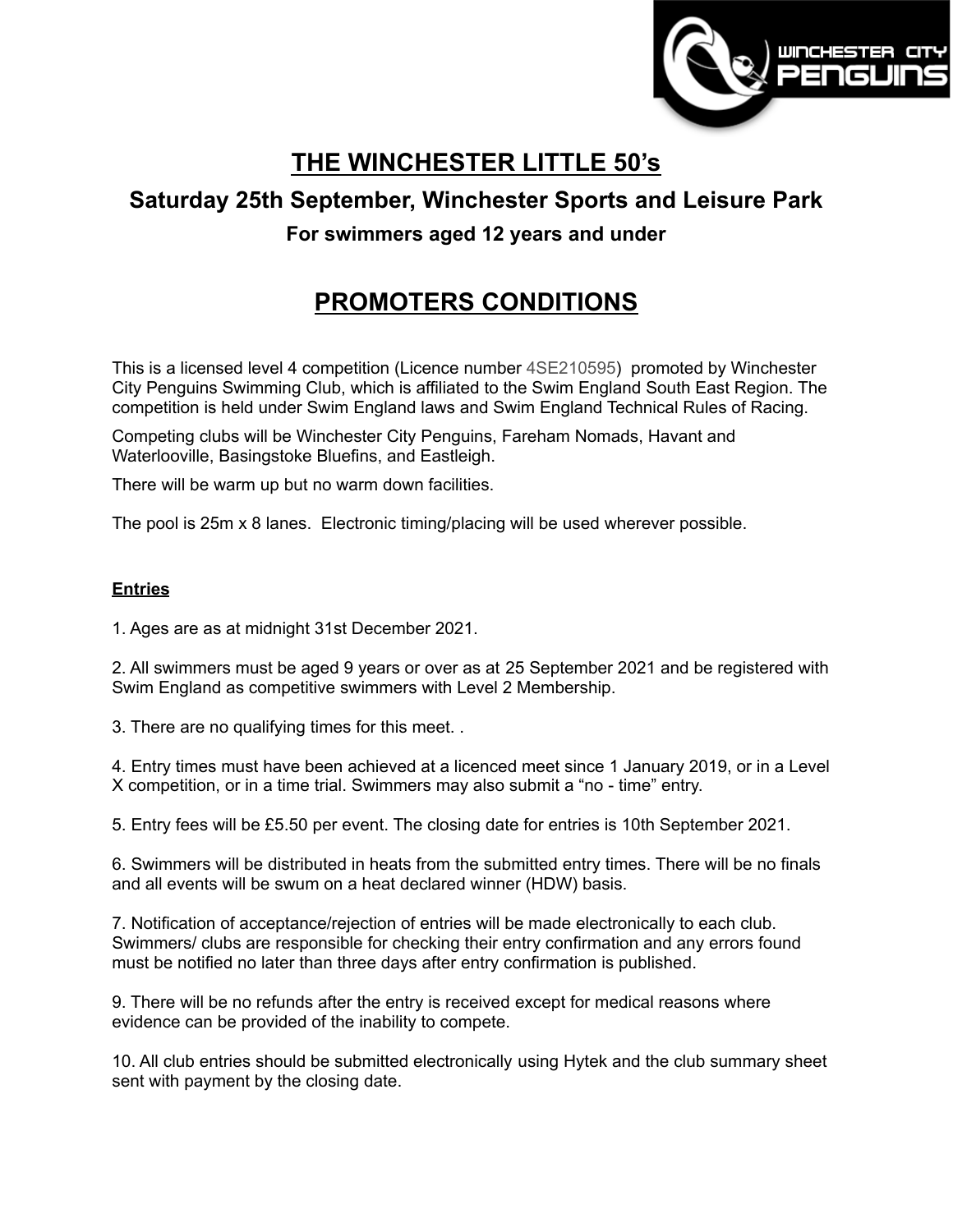# THE WINCHESTER LITTLE 50's

## Saturday 25th September, Winchester Sports and Leisure Park

### For swimmers aged 12 years and under

# PROMOTERS CONDITIONS

This is a licensed level 4 competition (Licence number 4SE210595) promoted by Winchester City Penguins Swimming Club, which is affiliated to the Swim England South East Region. The competition is held under Swim England laws and Swim England Technical Rules of Racing.

Competing clubs will be Winchester City Penguins, Fareham Nomads, Havant and Waterlooville, Basingstoke Bluefins, and Eastleigh.

There will be warm up but no warm down facilities.

The pool is 25m x 8 lanes. Electronic timing/placing will be used wherever possible.

**Entries**

1. Ages are as at midnight 31st December 2021.

2. All swimmers must be aged 9 years or over as at 25 September 2021 and be registered with Swim England as competitive swimmers with Level 2 Membership.

3. There are no qualifying times for this meet. .

4. Entry times must have been achieved at a licenced meet since 1 January 2019, or in a Level X competition, or in a time trial. Swimmers may also submit a "no - time" entry.

5. Entry fees will be £5.50 per event. The closing date for entries is 10th September 2021.

6. Swimmers will be distributed in heats from the submitted entry times. There will be no finals and all events will be swum on a heat declared winner (HDW) basis.

7. Notification of acceptance/rejection of entries will be made electronically to each club. Swimmers/ clubs are responsible for checking their entry confirmation and any errors found must be notified no later than three days after entry confirmation is published.

9. There will be no refunds after the entry is received except for medical reasons where evidence can be provided of the inability to compete.

10. All club entries should be submitted electronically using Hytek and the club summary sheet sent with payment by the closing date.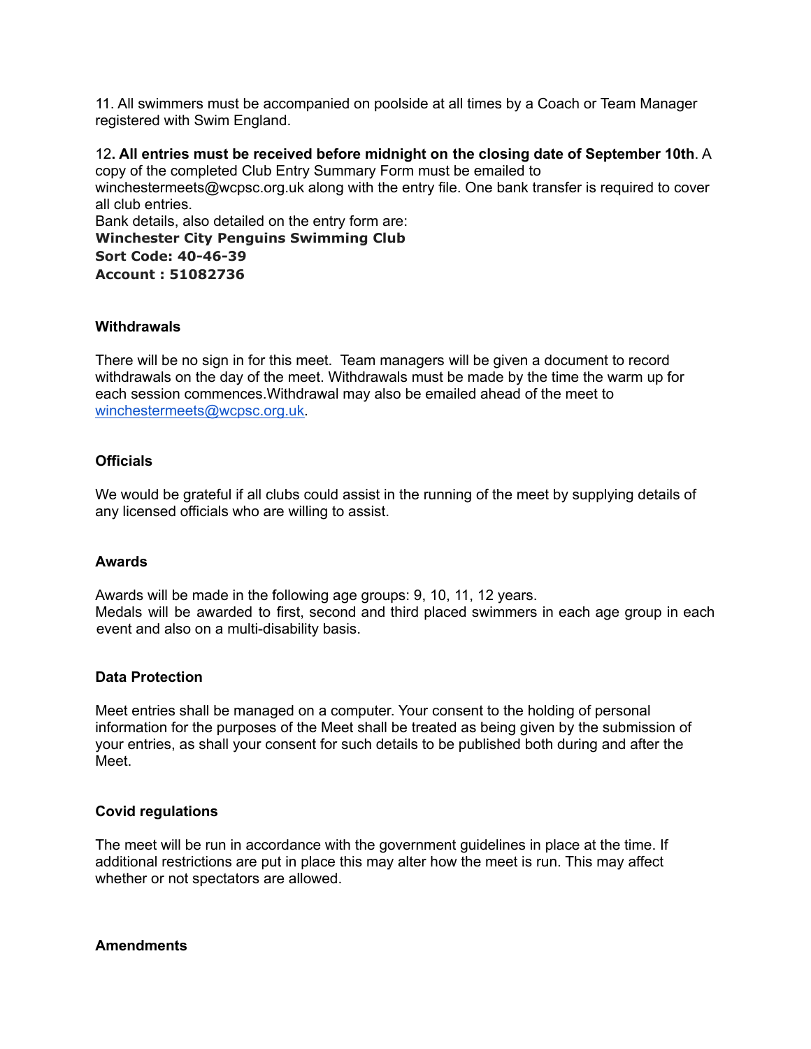11. All swimmers must be accompanied on poolside at all times by a Coach or Team Manager registered with Swim England.

12**. All entries must be received before midnight on the closing date of September 10th**. A copy of the completed Club Entry Summary Form must be emailed to winchestermeets@wcpsc.org.uk along with the entry file. One bank transfer is required to cover all club entries.
Bank details, also detailed on the entry form are:
**Winchester City Penguins Swimming Club**
**Sort Code: 40-46-39**
**Account : 51082736**

**Withdrawals**

There will be no sign in for this meet. Team managers will be given a document to record withdrawals on the day of the meet. Withdrawals must be made by the time the warm up for each session commences.Withdrawal may also be emailed ahead of the meet to [winchestermeets@wcpsc.org.uk](mailto:winchestermeets@wcpsc.org.uk).

**Officials**

We would be grateful if all clubs could assist in the running of the meet by supplying details of any licensed officials who are willing to assist.

**Awards**

Awards will be made in the following age groups: 9, 10, 11, 12 years.
Medals will be awarded to first, second and third placed swimmers in each age group in each event and also on a multi-disability basis.

**Data Protection**

Meet entries shall be managed on a computer. Your consent to the holding of personal information for the purposes of the Meet shall be treated as being given by the submission of your entries, as shall your consent for such details to be published both during and after the Meet.

**Covid regulations**

The meet will be run in accordance with the government guidelines in place at the time. If additional restrictions are put in place this may alter how the meet is run. This may affect whether or not spectators are allowed.

**Amendments**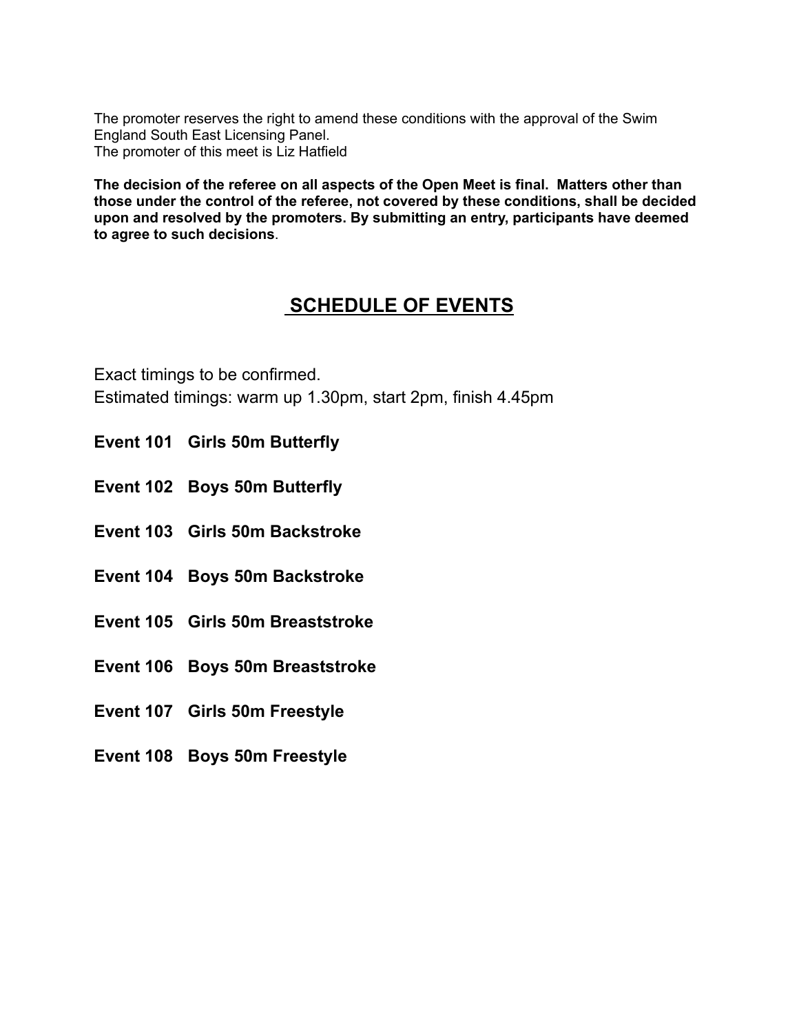The promoter reserves the right to amend these conditions with the approval of the Swim England South East Licensing Panel.
The promoter of this meet is Liz Hatfield

**The decision of the referee on all aspects of the Open Meet is final. Matters other than those under the control of the referee, not covered by these conditions, shall be decided upon and resolved by the promoters. By submitting an entry, participants have deemed to agree to such decisions**.

## SCHEDULE OF EVENTS

Exact timings to be confirmed.
Estimated timings: warm up 1.30pm, start 2pm, finish 4.45pm

**Event 101 Girls 50m Butterfly**

**Event 102 Boys 50m Butterfly**

**Event 103 Girls 50m Backstroke**

**Event 104 Boys 50m Backstroke**

**Event 105 Girls 50m Breaststroke**

**Event 106 Boys 50m Breaststroke**

**Event 107 Girls 50m Freestyle**

**Event 108 Boys 50m Freestyle**